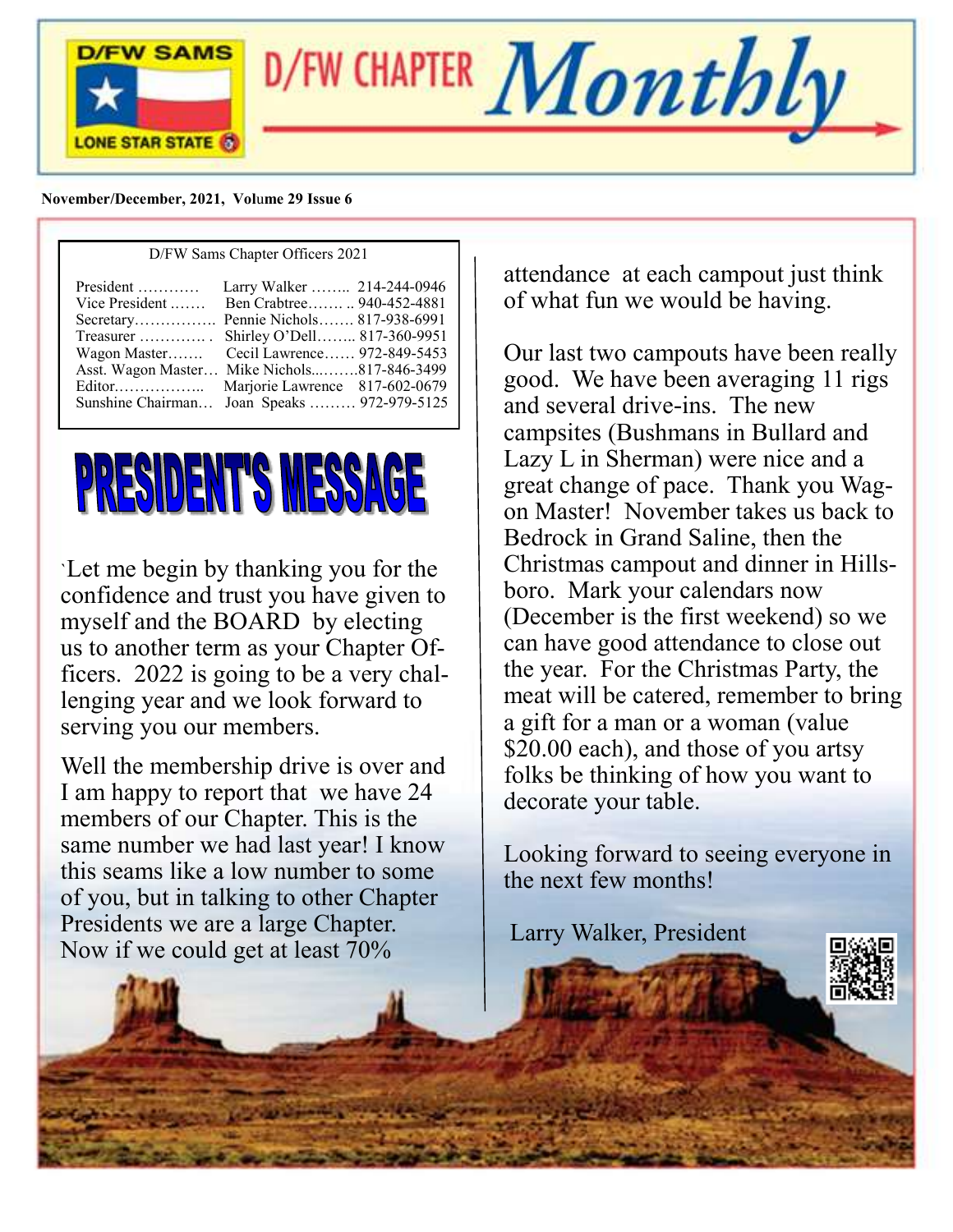# D/FW CHAPTER Monthly

**November/December, 2021, Volume 29 Issue 6**

D/FW Sams Chapter Officers 2021

| Office | Name | Phone |
|---|---|---|
| President | Larry Walker | 214-244-0946 |
| Vice President | Ben Crabtree | 940-452-4881 |
| Secretary | Pennie Nichols | 817-938-6991 |
| Treasurer | Shirley O'Dell | 817-360-9951 |
| Wagon Master | Cecil Lawrence | 972-849-5453 |
| Asst. Wagon Master | Mike Nichols | 817-846-3499 |
| Editor | Marjorie Lawrence | 817-602-0679 |
| Sunshine Chairman | Joan Speaks | 972-979-5125 |

## PRESIDENT'S MESSAGE

`Let me begin by thanking you for the confidence and trust you have given to myself and the BOARD by electing us to another term as your Chapter Officers. 2022 is going to be a very challenging year and we look forward to serving you our members.

Well the membership drive is over and I am happy to report that we have 24 members of our Chapter. This is the same number we had last year! I know this seams like a low number to some of you, but in talking to other Chapter Presidents we are a large Chapter. Now if we could get at least 70% attendance at each campout just think of what fun we would be having.

Our last two campouts have been really good. We have been averaging 11 rigs and several drive-ins. The new campsites (Bushmans in Bullard and Lazy L in Sherman) were nice and a great change of pace. Thank you Wagon Master! November takes us back to Bedrock in Grand Saline, then the Christmas campout and dinner in Hillsboro. Mark your calendars now (December is the first weekend) so we can have good attendance to close out the year. For the Christmas Party, the meat will be catered, remember to bring a gift for a man or a woman (value $20.00 each), and those of you artsy folks be thinking of how you want to decorate your table.

Looking forward to seeing everyone in the next few months!

Larry Walker, President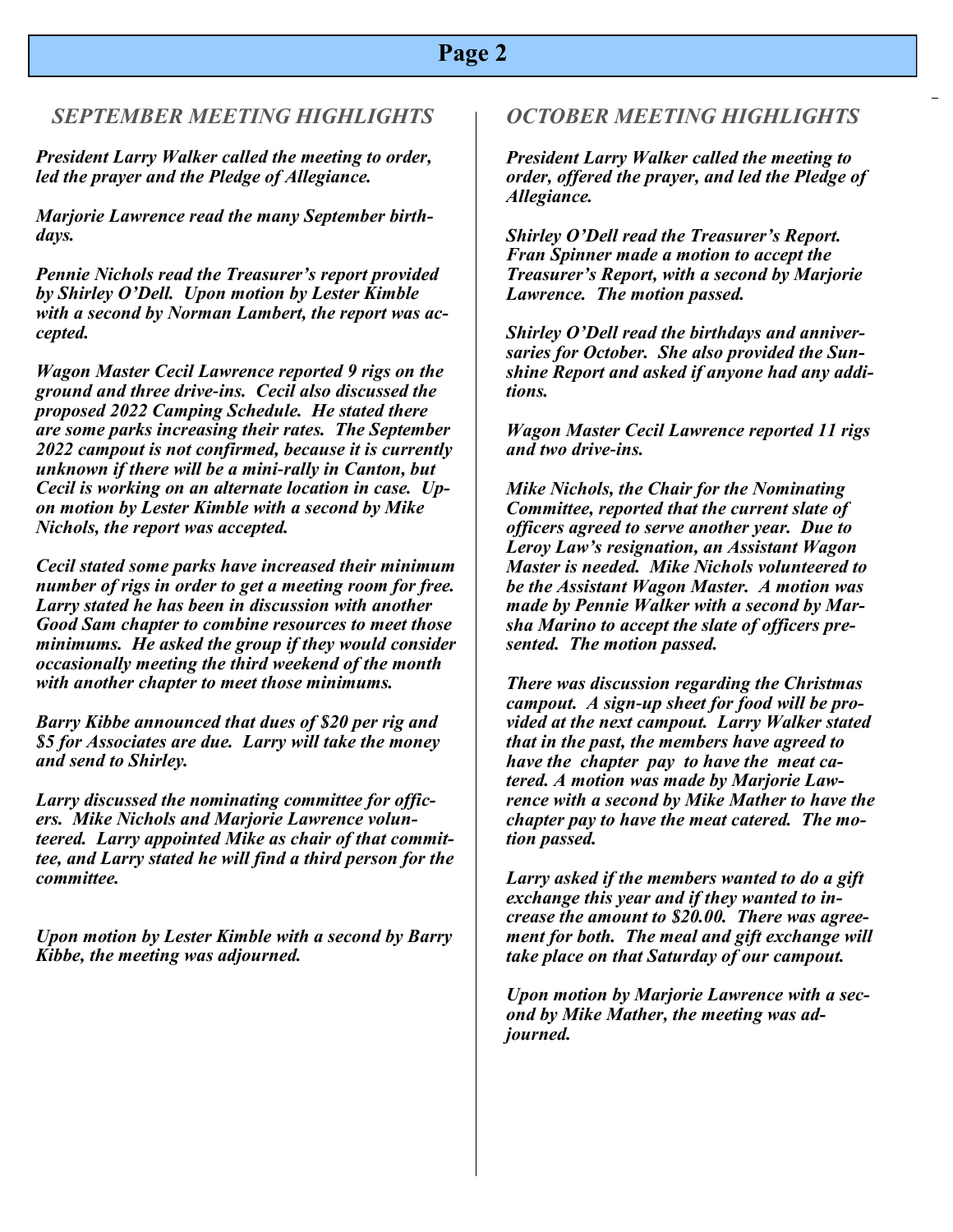## *SEPTEMBER MEETING HIGHLIGHTS*

***President Larry Walker called the meeting to order, led the prayer and the Pledge of Allegiance.***

***Marjorie Lawrence read the many September birthdays.***

***Pennie Nichols read the Treasurer's report provided by Shirley O'Dell. Upon motion by Lester Kimble with a second by Norman Lambert, the report was accepted.***

***Wagon Master Cecil Lawrence reported 9 rigs on the ground and three drive-ins. Cecil also discussed the proposed 2022 Camping Schedule. He stated there are some parks increasing their rates. The September 2022 campout is not confirmed, because it is currently unknown if there will be a mini-rally in Canton, but Cecil is working on an alternate location in case. Upon motion by Lester Kimble with a second by Mike Nichols, the report was accepted.***

***Cecil stated some parks have increased their minimum number of rigs in order to get a meeting room for free. Larry stated he has been in discussion with another Good Sam chapter to combine resources to meet those minimums. He asked the group if they would consider occasionally meeting the third weekend of the month with another chapter to meet those minimums.***

***Barry Kibbe announced that dues of $20 per rig and $5 for Associates are due. Larry will take the money and send to Shirley.***

***Larry discussed the nominating committee for officers. Mike Nichols and Marjorie Lawrence volunteered. Larry appointed Mike as chair of that committee, and Larry stated he will find a third person for the committee.***

***Upon motion by Lester Kimble with a second by Barry Kibbe, the meeting was adjourned.***

## *OCTOBER MEETING HIGHLIGHTS*

***President Larry Walker called the meeting to order, offered the prayer, and led the Pledge of Allegiance.***

***Shirley O'Dell read the Treasurer's Report. Fran Spinner made a motion to accept the Treasurer's Report, with a second by Marjorie Lawrence. The motion passed.***

***Shirley O'Dell read the birthdays and anniversaries for October. She also provided the Sunshine Report and asked if anyone had any additions.***

***Wagon Master Cecil Lawrence reported 11 rigs and two drive-ins.***

***Mike Nichols, the Chair for the Nominating Committee, reported that the current slate of officers agreed to serve another year. Due to Leroy Law's resignation, an Assistant Wagon Master is needed. Mike Nichols volunteered to be the Assistant Wagon Master. A motion was made by Pennie Walker with a second by Marsha Marino to accept the slate of officers presented. The motion passed.***

***There was discussion regarding the Christmas campout. A sign-up sheet for food will be provided at the next campout. Larry Walker stated that in the past, the members have agreed to have the chapter pay to have the meat catered. A motion was made by Marjorie Lawrence with a second by Mike Mather to have the chapter pay to have the meat catered. The motion passed.***

***Larry asked if the members wanted to do a gift exchange this year and if they wanted to increase the amount to $20.00. There was agreement for both. The meal and gift exchange will take place on that Saturday of our campout.***

***Upon motion by Marjorie Lawrence with a second by Mike Mather, the meeting was adjourned.***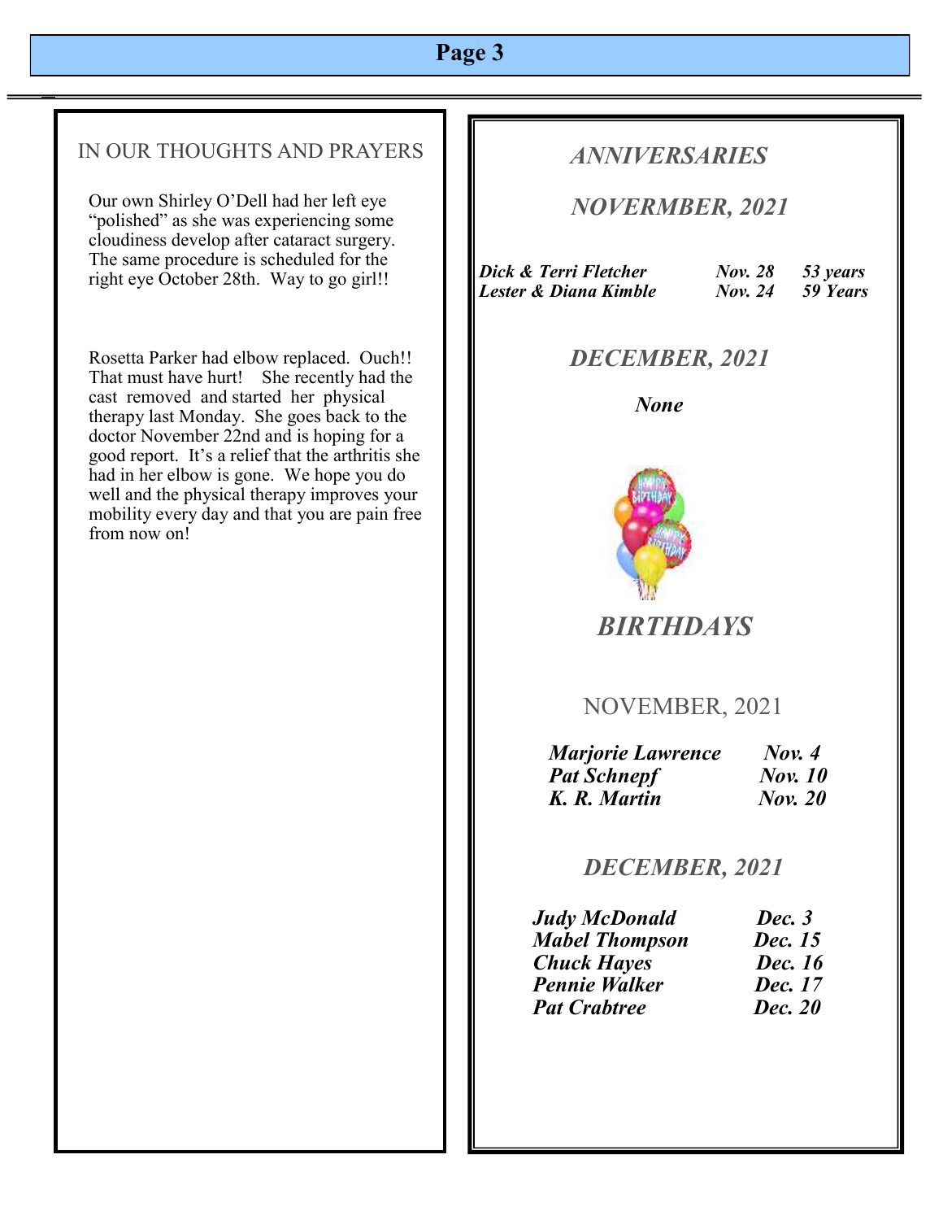## IN OUR THOUGHTS AND PRAYERS

Our own Shirley O'Dell had her left eye "polished" as she was experiencing some cloudiness develop after cataract surgery. The same procedure is scheduled for the right eye October 28th. Way to go girl!!

Rosetta Parker had elbow replaced. Ouch!! That must have hurt! She recently had the cast removed and started her physical therapy last Monday. She goes back to the doctor November 22nd and is hoping for a good report. It's a relief that the arthritis she had in her elbow is gone. We hope you do well and the physical therapy improves your mobility every day and that you are pain free from now on!

## *ANNIVERSARIES*

### *NOVERMBER, 2021*

| | | |
|---|---|---|
| ***Dick & Terri Fletcher*** | ***Nov. 28*** | ***53 years*** |
| ***Lester & Diana Kimble*** | ***Nov. 24*** | ***59 Years*** |

### *DECEMBER, 2021*

***None***

## *BIRTHDAYS*

### NOVEMBER, 2021

| | |
|---|---|
| ***Marjorie Lawrence*** | ***Nov. 4*** |
| ***Pat Schnepf*** | ***Nov. 10*** |
| ***K. R. Martin*** | ***Nov. 20*** |

### *DECEMBER, 2021*

| | |
|---|---|
| ***Judy McDonald*** | ***Dec. 3*** |
| ***Mabel Thompson*** | ***Dec. 15*** |
| ***Chuck Hayes*** | ***Dec. 16*** |
| ***Pennie Walker*** | ***Dec. 17*** |
| ***Pat Crabtree*** | ***Dec. 20*** |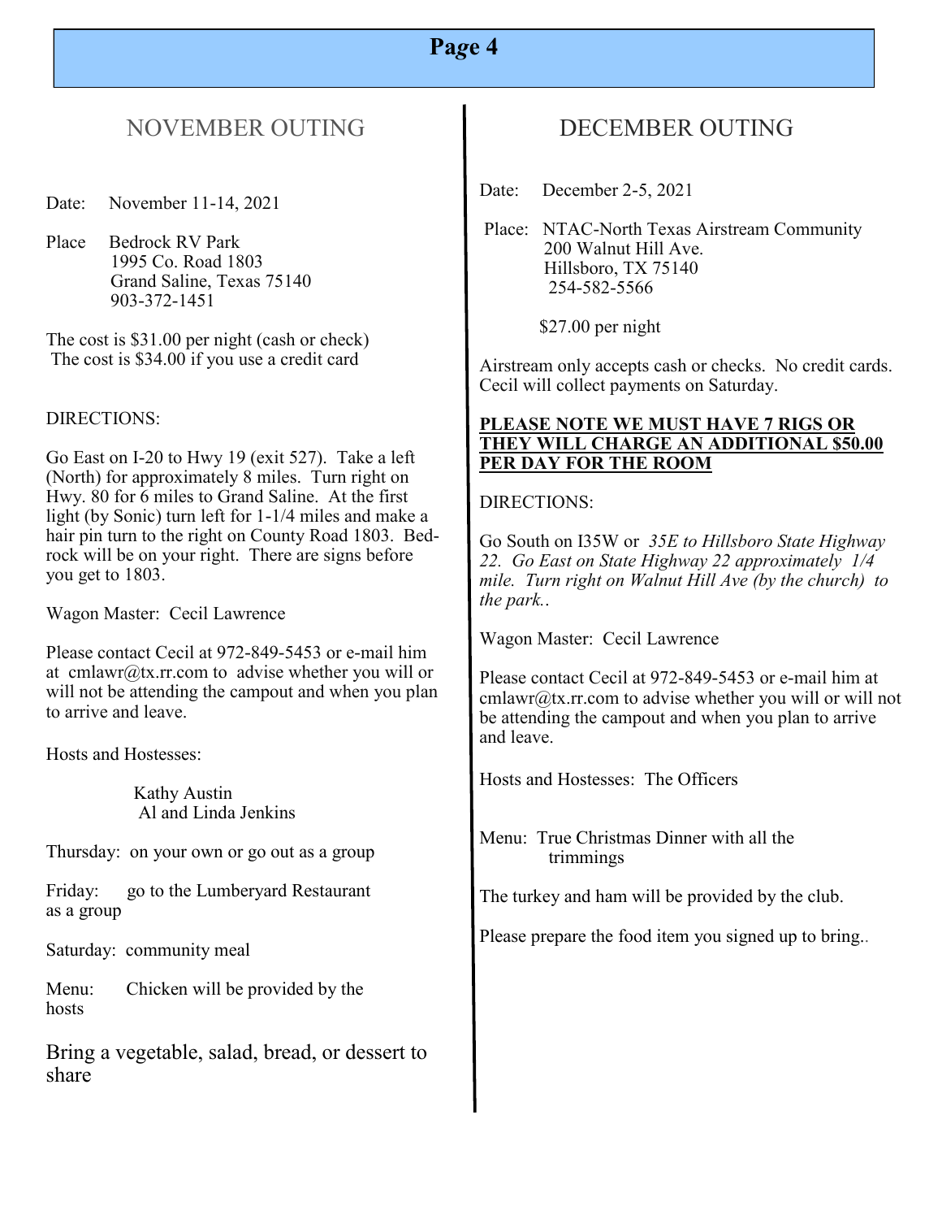## NOVEMBER OUTING

Date: November 11-14, 2021

Place Bedrock RV Park
1995 Co. Road 1803
Grand Saline, Texas 75140
903-372-1451

The cost is $31.00 per night (cash or check)
The cost is $34.00 if you use a credit card

DIRECTIONS:

Go East on I-20 to Hwy 19 (exit 527). Take a left (North) for approximately 8 miles. Turn right on Hwy. 80 for 6 miles to Grand Saline. At the first light (by Sonic) turn left for 1-1/4 miles and make a hair pin turn to the right on County Road 1803. Bedrock will be on your right. There are signs before you get to 1803.

Wagon Master: Cecil Lawrence

Please contact Cecil at 972-849-5453 or e-mail him at cmlawr@tx.rr.com to advise whether you will or will not be attending the campout and when you plan to arrive and leave.

Hosts and Hostesses:

Kathy Austin
Al and Linda Jenkins

Thursday: on your own or go out as a group

Friday: go to the Lumberyard Restaurant as a group

Saturday: community meal

Menu: Chicken will be provided by the hosts

Bring a vegetable, salad, bread, or dessert to share

## DECEMBER OUTING

Date: December 2-5, 2021

Place: NTAC-North Texas Airstream Community
200 Walnut Hill Ave.
Hillsboro, TX 75140
254-582-5566

$27.00 per night

Airstream only accepts cash or checks. No credit cards. Cecil will collect payments on Saturday.

**PLEASE NOTE WE MUST HAVE 7 RIGS OR THEY WILL CHARGE AN ADDITIONAL $50.00 PER DAY FOR THE ROOM**

DIRECTIONS:

Go South on I35W or *35E to Hillsboro State Highway 22. Go East on State Highway 22 approximately 1/4 mile. Turn right on Walnut Hill Ave (by the church) to the park..*

Wagon Master: Cecil Lawrence

Please contact Cecil at 972-849-5453 or e-mail him at cmlawr@tx.rr.com to advise whether you will or will not be attending the campout and when you plan to arrive and leave.

Hosts and Hostesses: The Officers

Menu: True Christmas Dinner with all the trimmings

The turkey and ham will be provided by the club.

Please prepare the food item you signed up to bring..